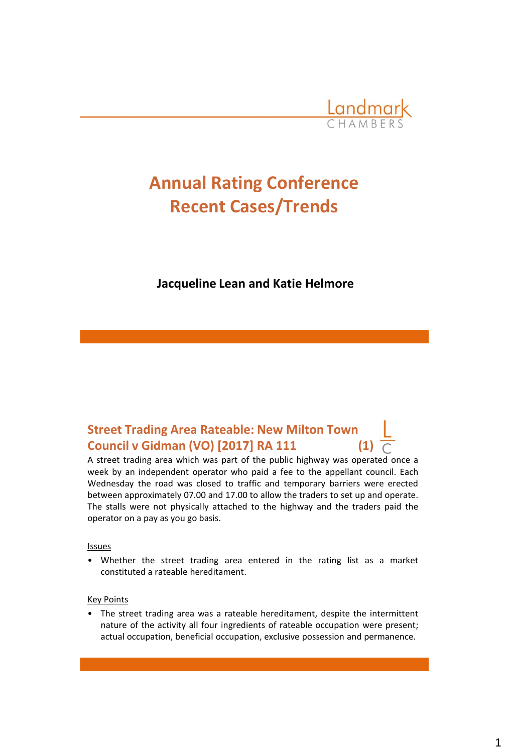Landmark
CHAMBERS

# Annual Rating Conference
# Recent Cases/Trends

**Jacqueline Lean and Katie Helmore**

## Street Trading Area Rateable: New Milton Town Council v Gidman (VO) [2017] RA 111 (1)

A street trading area which was part of the public highway was operated once a week by an independent operator who paid a fee to the appellant council. Each Wednesday the road was closed to traffic and temporary barriers were erected between approximately 07.00 and 17.00 to allow the traders to set up and operate. The stalls were not physically attached to the highway and the traders paid the operator on a pay as you go basis.

Issues

- Whether the street trading area entered in the rating list as a market constituted a rateable hereditament.

Key Points

- The street trading area was a rateable hereditament, despite the intermittent nature of the activity all four ingredients of rateable occupation were present; actual occupation, beneficial occupation, exclusive possession and permanence.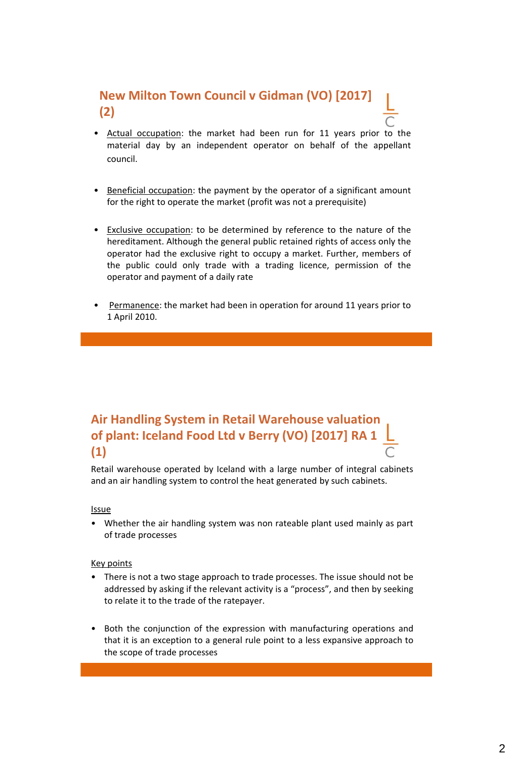## New Milton Town Council v Gidman (VO) [2017] (2)

- Actual occupation: the market had been run for 11 years prior to the material day by an independent operator on behalf of the appellant council.
- Beneficial occupation: the payment by the operator of a significant amount for the right to operate the market (profit was not a prerequisite)
- Exclusive occupation: to be determined by reference to the nature of the hereditament. Although the general public retained rights of access only the operator had the exclusive right to occupy a market. Further, members of the public could only trade with a trading licence, permission of the operator and payment of a daily rate
- Permanence: the market had been in operation for around 11 years prior to 1 April 2010.

## Air Handling System in Retail Warehouse valuation of plant: Iceland Food Ltd v Berry (VO) [2017] RA 1 (1)

Retail warehouse operated by Iceland with a large number of integral cabinets and an air handling system to control the heat generated by such cabinets.

Issue

- Whether the air handling system was non rateable plant used mainly as part of trade processes

Key points

- There is not a two stage approach to trade processes. The issue should not be addressed by asking if the relevant activity is a "process", and then by seeking to relate it to the trade of the ratepayer.
- Both the conjunction of the expression with manufacturing operations and that it is an exception to a general rule point to a less expansive approach to the scope of trade processes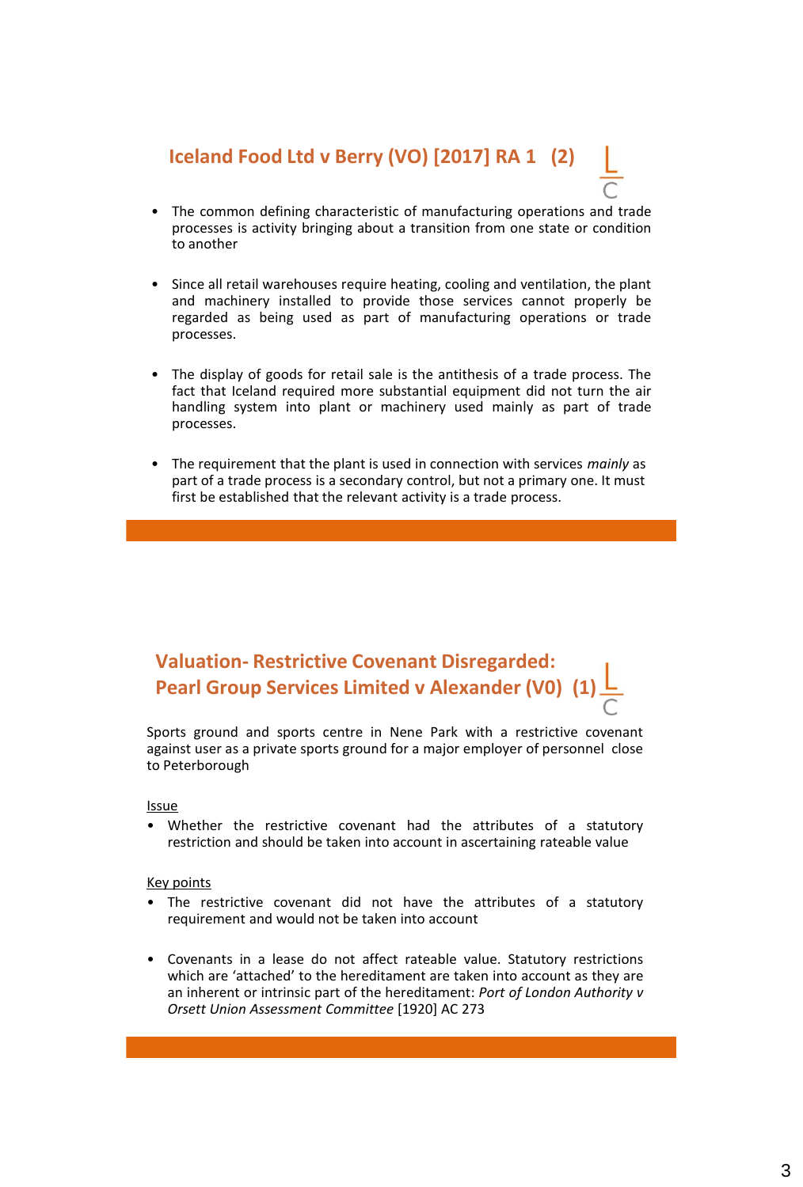## Iceland Food Ltd v Berry (VO) [2017] RA 1 (2)

- The common defining characteristic of manufacturing operations and trade processes is activity bringing about a transition from one state or condition to another
- Since all retail warehouses require heating, cooling and ventilation, the plant and machinery installed to provide those services cannot properly be regarded as being used as part of manufacturing operations or trade processes.
- The display of goods for retail sale is the antithesis of a trade process. The fact that Iceland required more substantial equipment did not turn the air handling system into plant or machinery used mainly as part of trade processes.
- The requirement that the plant is used in connection with services *mainly* as part of a trade process is a secondary control, but not a primary one. It must first be established that the relevant activity is a trade process.

## Valuation- Restrictive Covenant Disregarded: Pearl Group Services Limited v Alexander (V0) (1)

Sports ground and sports centre in Nene Park with a restrictive covenant against user as a private sports ground for a major employer of personnel close to Peterborough

Issue

- Whether the restrictive covenant had the attributes of a statutory restriction and should be taken into account in ascertaining rateable value

Key points

- The restrictive covenant did not have the attributes of a statutory requirement and would not be taken into account
- Covenants in a lease do not affect rateable value. Statutory restrictions which are 'attached' to the hereditament are taken into account as they are an inherent or intrinsic part of the hereditament: *Port of London Authority v Orsett Union Assessment Committee* [1920] AC 273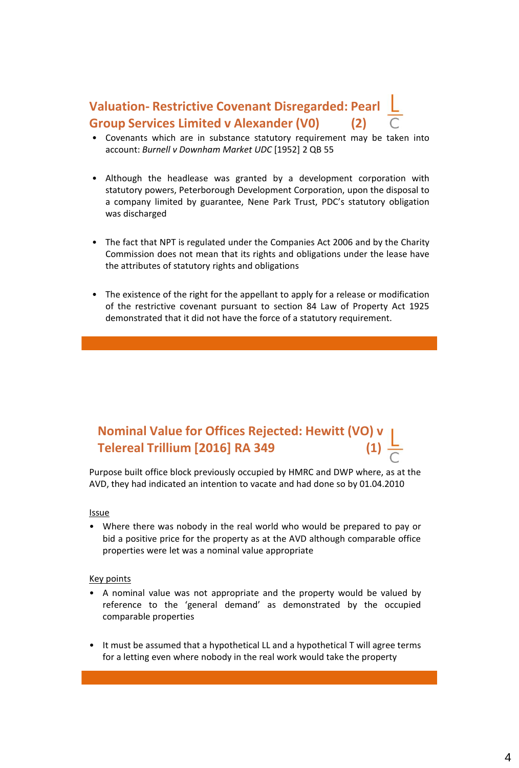## Valuation- Restrictive Covenant Disregarded: Pearl Group Services Limited v Alexander (V0) (2)

- Covenants which are in substance statutory requirement may be taken into account: *Burnell v Downham Market UDC* [1952] 2 QB 55
- Although the headlease was granted by a development corporation with statutory powers, Peterborough Development Corporation, upon the disposal to a company limited by guarantee, Nene Park Trust, PDC's statutory obligation was discharged
- The fact that NPT is regulated under the Companies Act 2006 and by the Charity Commission does not mean that its rights and obligations under the lease have the attributes of statutory rights and obligations
- The existence of the right for the appellant to apply for a release or modification of the restrictive covenant pursuant to section 84 Law of Property Act 1925 demonstrated that it did not have the force of a statutory requirement.

## Nominal Value for Offices Rejected: Hewitt (VO) v Telereal Trillium [2016] RA 349 (1)

Purpose built office block previously occupied by HMRC and DWP where, as at the AVD, they had indicated an intention to vacate and had done so by 01.04.2010

Issue

- Where there was nobody in the real world who would be prepared to pay or bid a positive price for the property as at the AVD although comparable office properties were let was a nominal value appropriate

Key points

- A nominal value was not appropriate and the property would be valued by reference to the 'general demand' as demonstrated by the occupied comparable properties
- It must be assumed that a hypothetical LL and a hypothetical T will agree terms for a letting even where nobody in the real work would take the property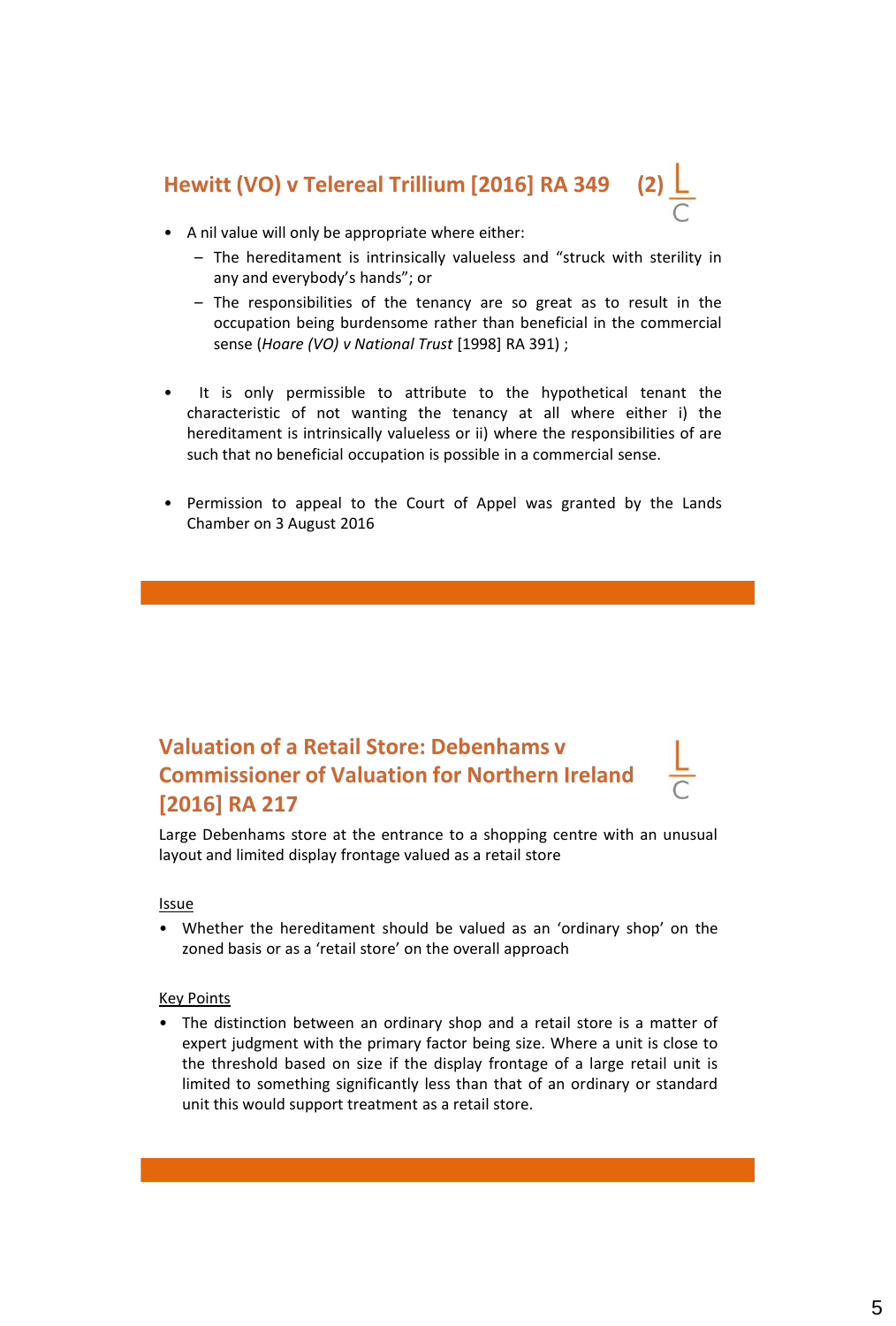## Hewitt (VO) v Telereal Trillium [2016] RA 349 (2)

- A nil value will only be appropriate where either:
  - The hereditament is intrinsically valueless and "struck with sterility in any and everybody's hands"; or
  - The responsibilities of the tenancy are so great as to result in the occupation being burdensome rather than beneficial in the commercial sense (*Hoare (VO) v National Trust* [1998] RA 391) ;

- It is only permissible to attribute to the hypothetical tenant the characteristic of not wanting the tenancy at all where either i) the hereditament is intrinsically valueless or ii) where the responsibilities of are such that no beneficial occupation is possible in a commercial sense.

- Permission to appeal to the Court of Appel was granted by the Lands Chamber on 3 August 2016

## Valuation of a Retail Store: Debenhams v Commissioner of Valuation for Northern Ireland [2016] RA 217

Large Debenhams store at the entrance to a shopping centre with an unusual layout and limited display frontage valued as a retail store

Issue

- Whether the hereditament should be valued as an 'ordinary shop' on the zoned basis or as a 'retail store' on the overall approach

Key Points

- The distinction between an ordinary shop and a retail store is a matter of expert judgment with the primary factor being size. Where a unit is close to the threshold based on size if the display frontage of a large retail unit is limited to something significantly less than that of an ordinary or standard unit this would support treatment as a retail store.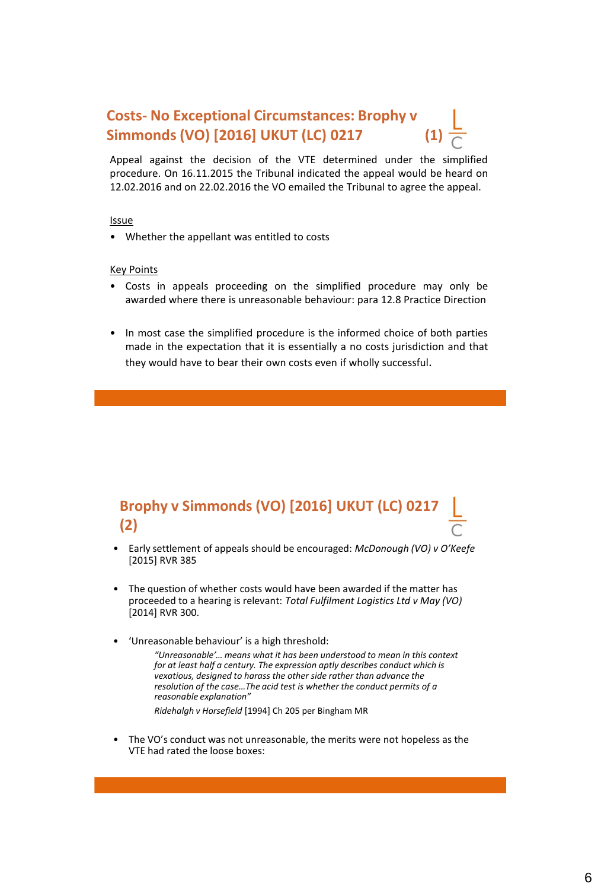## Costs- No Exceptional Circumstances: Brophy v Simmonds (VO) [2016] UKUT (LC) 0217 (1)

Appeal against the decision of the VTE determined under the simplified procedure. On 16.11.2015 the Tribunal indicated the appeal would be heard on 12.02.2016 and on 22.02.2016 the VO emailed the Tribunal to agree the appeal.

Issue

- Whether the appellant was entitled to costs

Key Points

- Costs in appeals proceeding on the simplified procedure may only be awarded where there is unreasonable behaviour: para 12.8 Practice Direction
- In most case the simplified procedure is the informed choice of both parties made in the expectation that it is essentially a no costs jurisdiction and that they would have to bear their own costs even if wholly successful.

## Brophy v Simmonds (VO) [2016] UKUT (LC) 0217 (2)

- Early settlement of appeals should be encouraged: *McDonough (VO) v O'Keefe* [2015] RVR 385
- The question of whether costs would have been awarded if the matter has proceeded to a hearing is relevant: *Total Fulfilment Logistics Ltd v May (VO)* [2014] RVR 300.
- 'Unreasonable behaviour' is a high threshold:

  > *"Unreasonable'… means what it has been understood to mean in this context for at least half a century. The expression aptly describes conduct which is vexatious, designed to harass the other side rather than advance the resolution of the case…The acid test is whether the conduct permits of a reasonable explanation"*
  >
  > *Ridehalgh v Horsefield* [1994] Ch 205 per Bingham MR

- The VO's conduct was not unreasonable, the merits were not hopeless as the VTE had rated the loose boxes: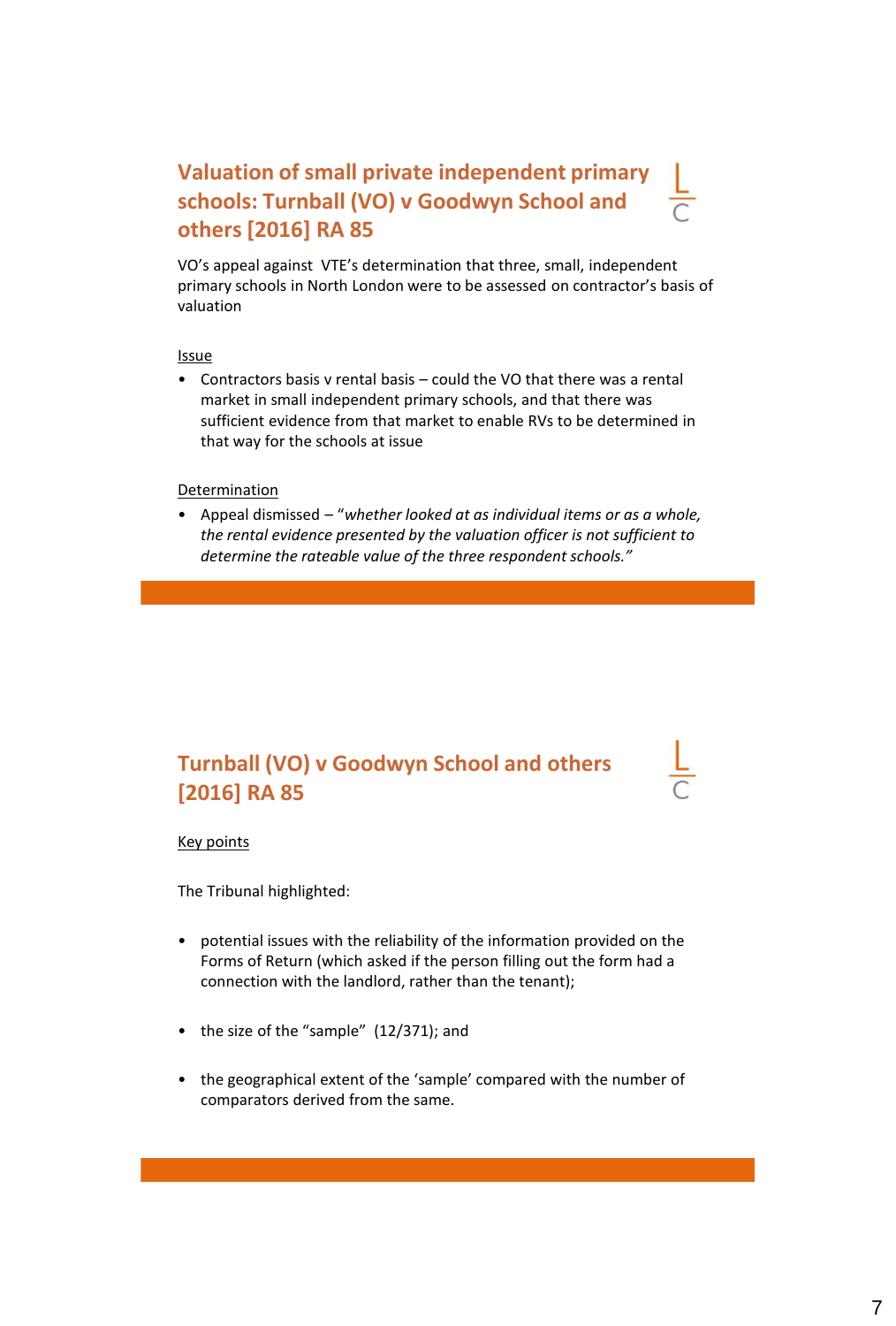## Valuation of small private independent primary schools: Turnball (VO) v Goodwyn School and others [2016] RA 85

VO's appeal against VTE's determination that three, small, independent primary schools in North London were to be assessed on contractor's basis of valuation

Issue

- Contractors basis v rental basis – could the VO that there was a rental market in small independent primary schools, and that there was sufficient evidence from that market to enable RVs to be determined in that way for the schools at issue

Determination

- Appeal dismissed – "*whether looked at as individual items or as a whole, the rental evidence presented by the valuation officer is not sufficient to determine the rateable value of the three respondent schools.*"

## Turnball (VO) v Goodwyn School and others [2016] RA 85

Key points

The Tribunal highlighted:

- potential issues with the reliability of the information provided on the Forms of Return (which asked if the person filling out the form had a connection with the landlord, rather than the tenant);
- the size of the "sample" (12/371); and
- the geographical extent of the 'sample' compared with the number of comparators derived from the same.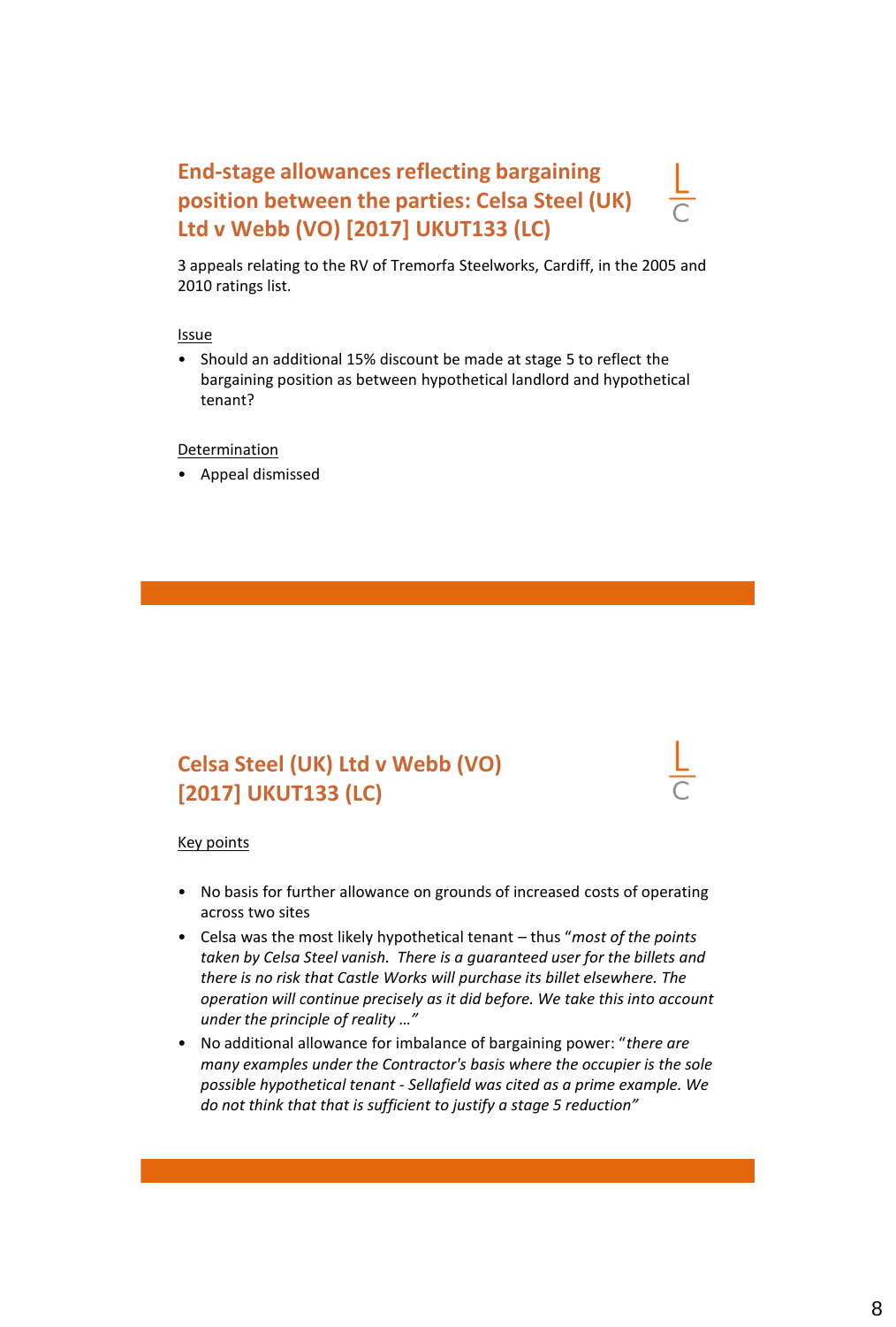## End-stage allowances reflecting bargaining position between the parties: Celsa Steel (UK) Ltd v Webb (VO) [2017] UKUT133 (LC)

3 appeals relating to the RV of Tremorfa Steelworks, Cardiff, in the 2005 and 2010 ratings list.

Issue

- Should an additional 15% discount be made at stage 5 to reflect the bargaining position as between hypothetical landlord and hypothetical tenant?

Determination

- Appeal dismissed

## Celsa Steel (UK) Ltd v Webb (VO) [2017] UKUT133 (LC)

Key points

- No basis for further allowance on grounds of increased costs of operating across two sites
- Celsa was the most likely hypothetical tenant – thus "*most of the points taken by Celsa Steel vanish. There is a guaranteed user for the billets and there is no risk that Castle Works will purchase its billet elsewhere. The operation will continue precisely as it did before. We take this into account under the principle of reality …*"
- No additional allowance for imbalance of bargaining power: "*there are many examples under the Contractor's basis where the occupier is the sole possible hypothetical tenant - Sellafield was cited as a prime example. We do not think that that is sufficient to justify a stage 5 reduction*"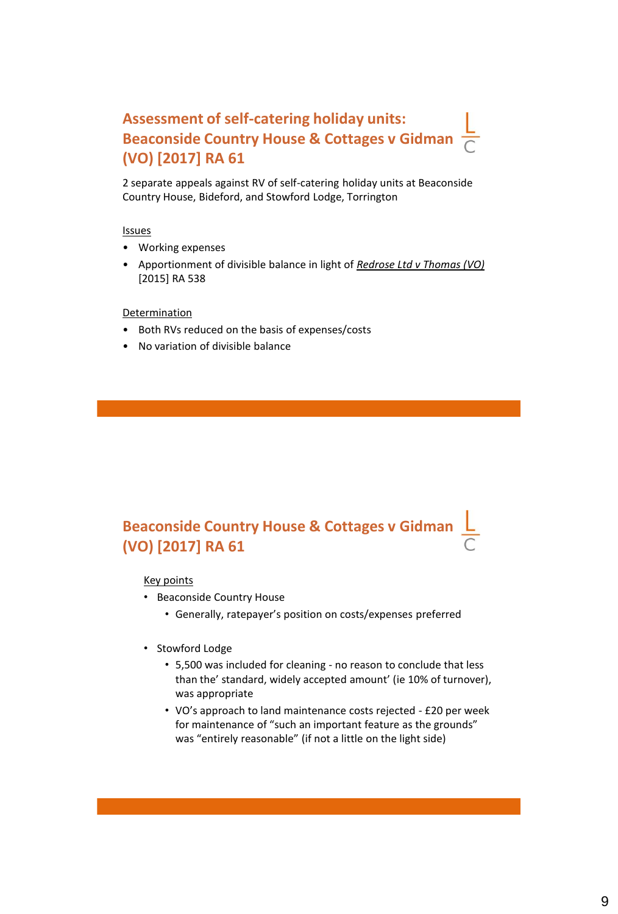## Assessment of self-catering holiday units: Beaconside Country House & Cottages v Gidman (VO) [2017] RA 61

2 separate appeals against RV of self-catering holiday units at Beaconside Country House, Bideford, and Stowford Lodge, Torrington

Issues

- Working expenses
- Apportionment of divisible balance in light of ***Redrose Ltd v Thomas (VO)*** [2015] RA 538

Determination

- Both RVs reduced on the basis of expenses/costs
- No variation of divisible balance

## Beaconside Country House & Cottages v Gidman (VO) [2017] RA 61

Key points

- Beaconside Country House
  - Generally, ratepayer's position on costs/expenses preferred
- Stowford Lodge
  - 5,500 was included for cleaning - no reason to conclude that less than the' standard, widely accepted amount' (ie 10% of turnover), was appropriate
  - VO's approach to land maintenance costs rejected - £20 per week for maintenance of "such an important feature as the grounds" was "entirely reasonable" (if not a little on the light side)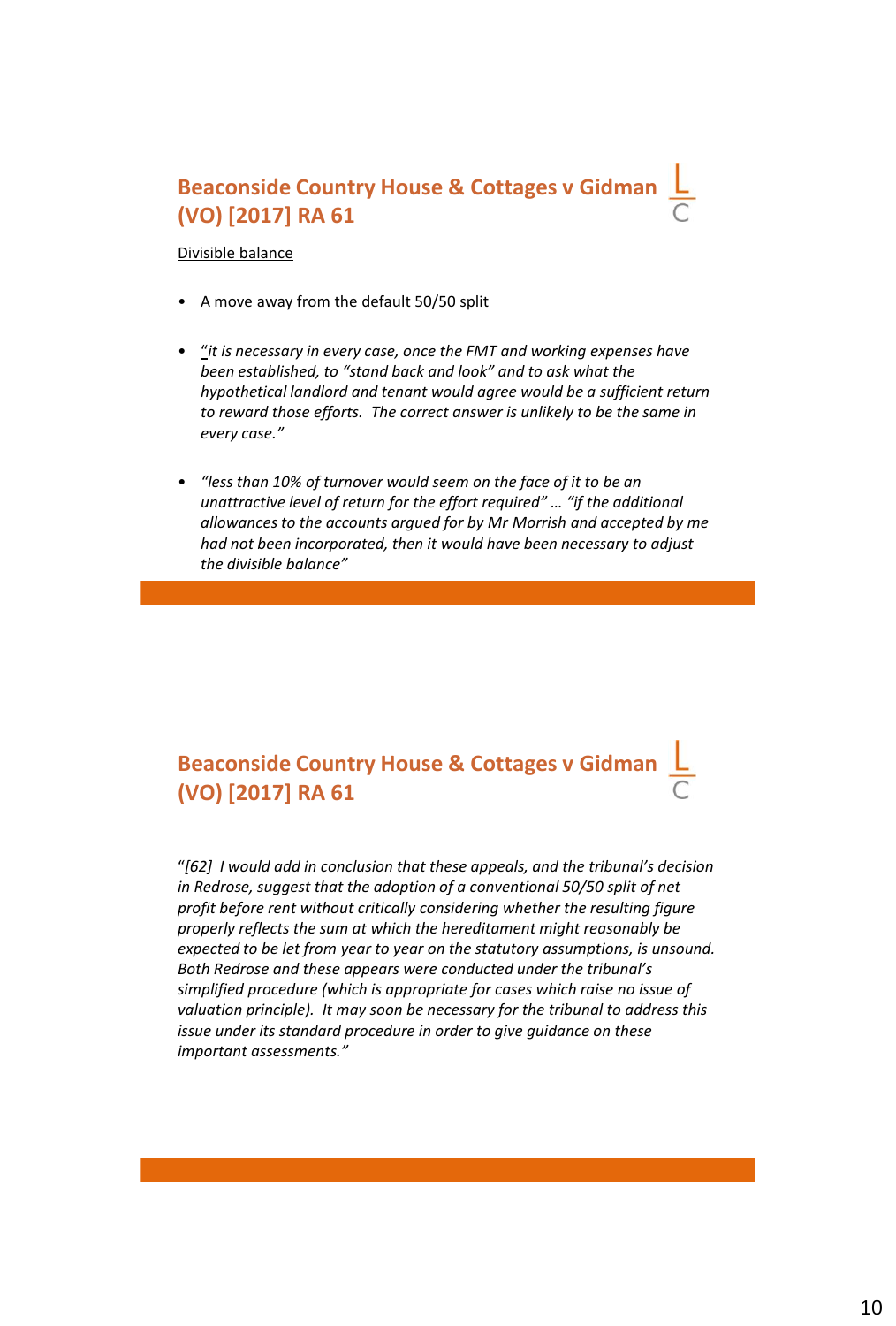## Beaconside Country House & Cottages v Gidman (VO) [2017] RA 61

Divisible balance

- A move away from the default 50/50 split
- *"it is necessary in every case, once the FMT and working expenses have been established, to "stand back and look" and to ask what the hypothetical landlord and tenant would agree would be a sufficient return to reward those efforts. The correct answer is unlikely to be the same in every case."*
- *"less than 10% of turnover would seem on the face of it to be an unattractive level of return for the effort required" … "if the additional allowances to the accounts argued for by Mr Morrish and accepted by me had not been incorporated, then it would have been necessary to adjust the divisible balance"*

## Beaconside Country House & Cottages v Gidman (VO) [2017] RA 61

*"[62] I would add in conclusion that these appeals, and the tribunal's decision in Redrose, suggest that the adoption of a conventional 50/50 split of net profit before rent without critically considering whether the resulting figure properly reflects the sum at which the hereditament might reasonably be expected to be let from year to year on the statutory assumptions, is unsound. Both Redrose and these appears were conducted under the tribunal's simplified procedure (which is appropriate for cases which raise no issue of valuation principle). It may soon be necessary for the tribunal to address this issue under its standard procedure in order to give guidance on these important assessments."*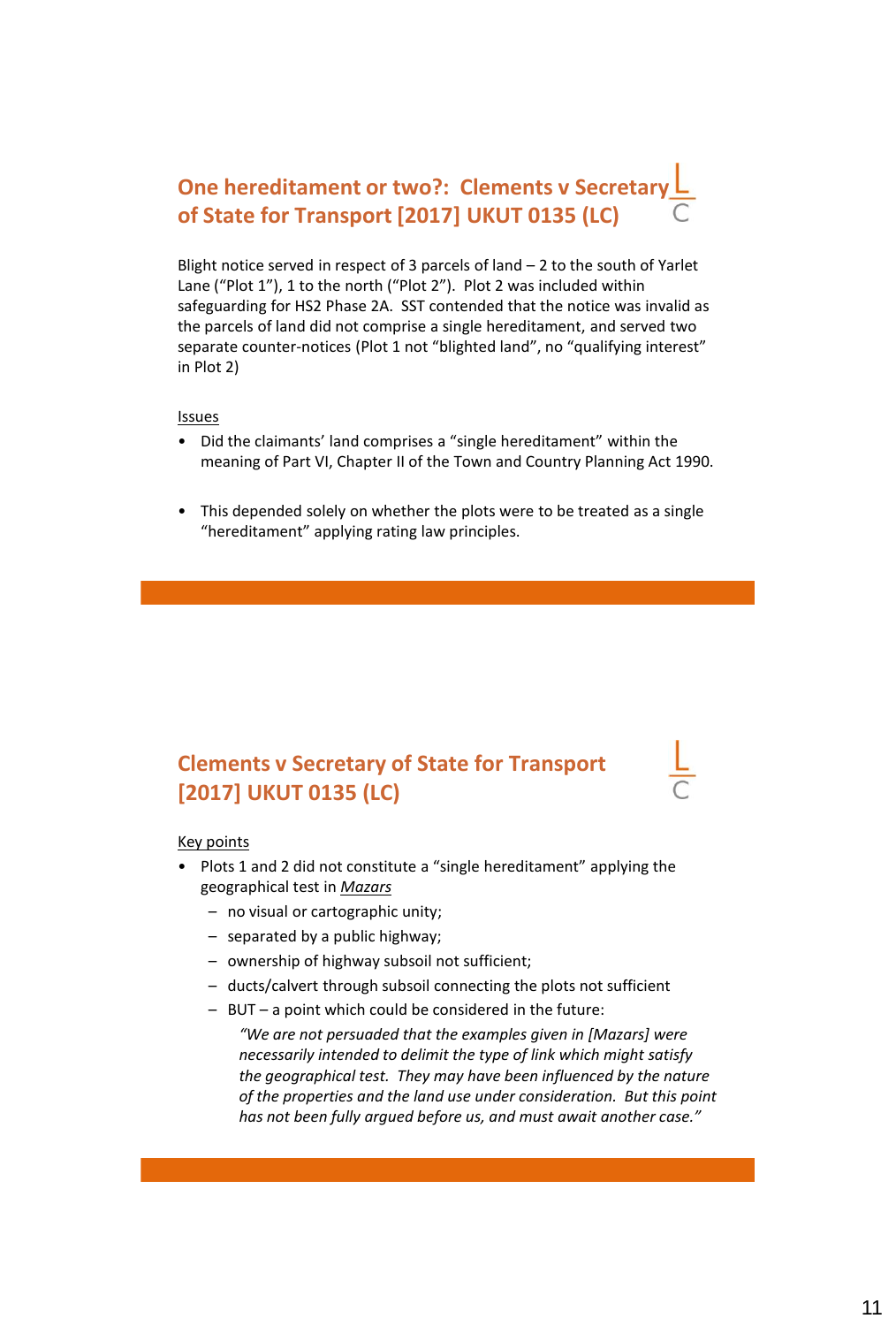## One hereditament or two?: Clements v Secretary of State for Transport [2017] UKUT 0135 (LC)

Blight notice served in respect of 3 parcels of land – 2 to the south of Yarlet Lane ("Plot 1"), 1 to the north ("Plot 2"). Plot 2 was included within safeguarding for HS2 Phase 2A. SST contended that the notice was invalid as the parcels of land did not comprise a single hereditament, and served two separate counter-notices (Plot 1 not "blighted land", no "qualifying interest" in Plot 2)

Issues

- Did the claimants' land comprises a "single hereditament" within the meaning of Part VI, Chapter II of the Town and Country Planning Act 1990.
- This depended solely on whether the plots were to be treated as a single "hereditament" applying rating law principles.

## Clements v Secretary of State for Transport [2017] UKUT 0135 (LC)

Key points

- Plots 1 and 2 did not constitute a "single hereditament" applying the geographical test in *Mazars*
  - no visual or cartographic unity;
  - separated by a public highway;
  - ownership of highway subsoil not sufficient;
  - ducts/calvert through subsoil connecting the plots not sufficient
  - BUT – a point which could be considered in the future:

    *"We are not persuaded that the examples given in [Mazars] were necessarily intended to delimit the type of link which might satisfy the geographical test. They may have been influenced by the nature of the properties and the land use under consideration. But this point has not been fully argued before us, and must await another case."*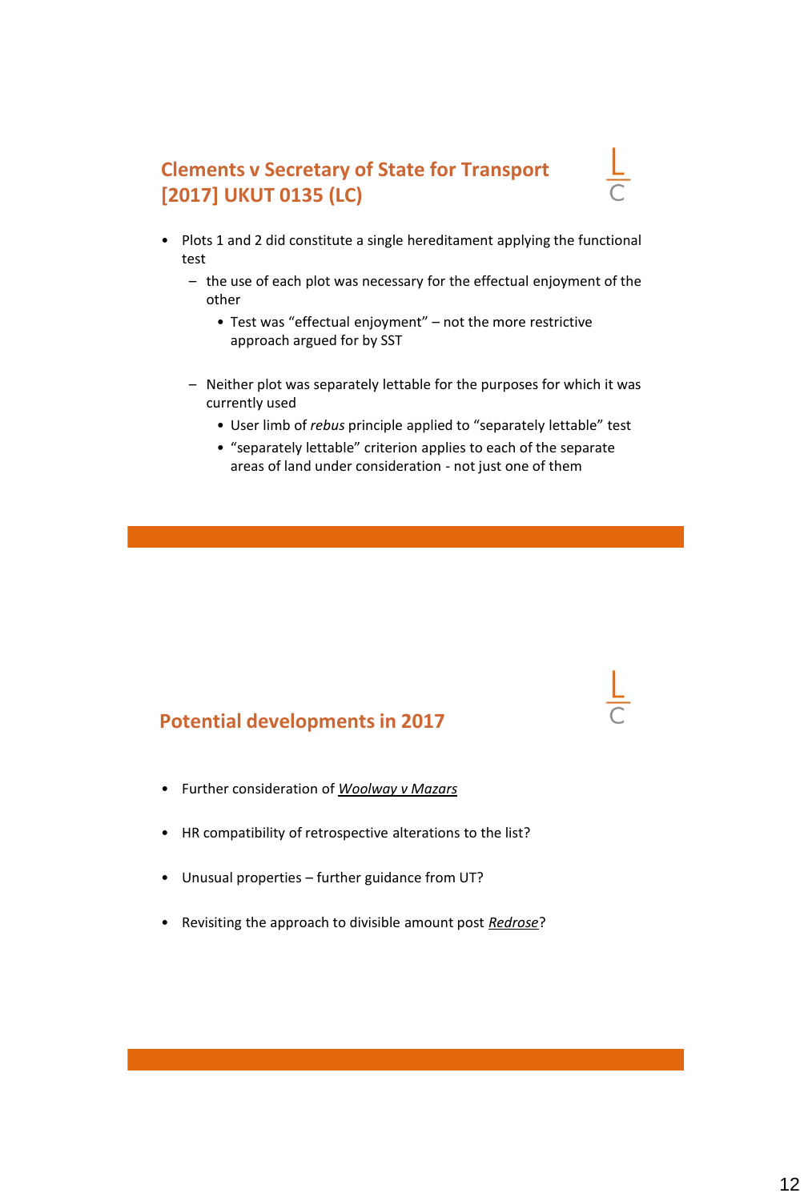## Clements v Secretary of State for Transport [2017] UKUT 0135 (LC)

- Plots 1 and 2 did constitute a single hereditament applying the functional test
  - the use of each plot was necessary for the effectual enjoyment of the other
    - Test was "effectual enjoyment" – not the more restrictive approach argued for by SST
  - Neither plot was separately lettable for the purposes for which it was currently used
    - User limb of *rebus* principle applied to "separately lettable" test
    - "separately lettable" criterion applies to each of the separate areas of land under consideration - not just one of them

## Potential developments in 2017

- Further consideration of *Woolway v Mazars*
- HR compatibility of retrospective alterations to the list?
- Unusual properties – further guidance from UT?
- Revisiting the approach to divisible amount post *Redrose*?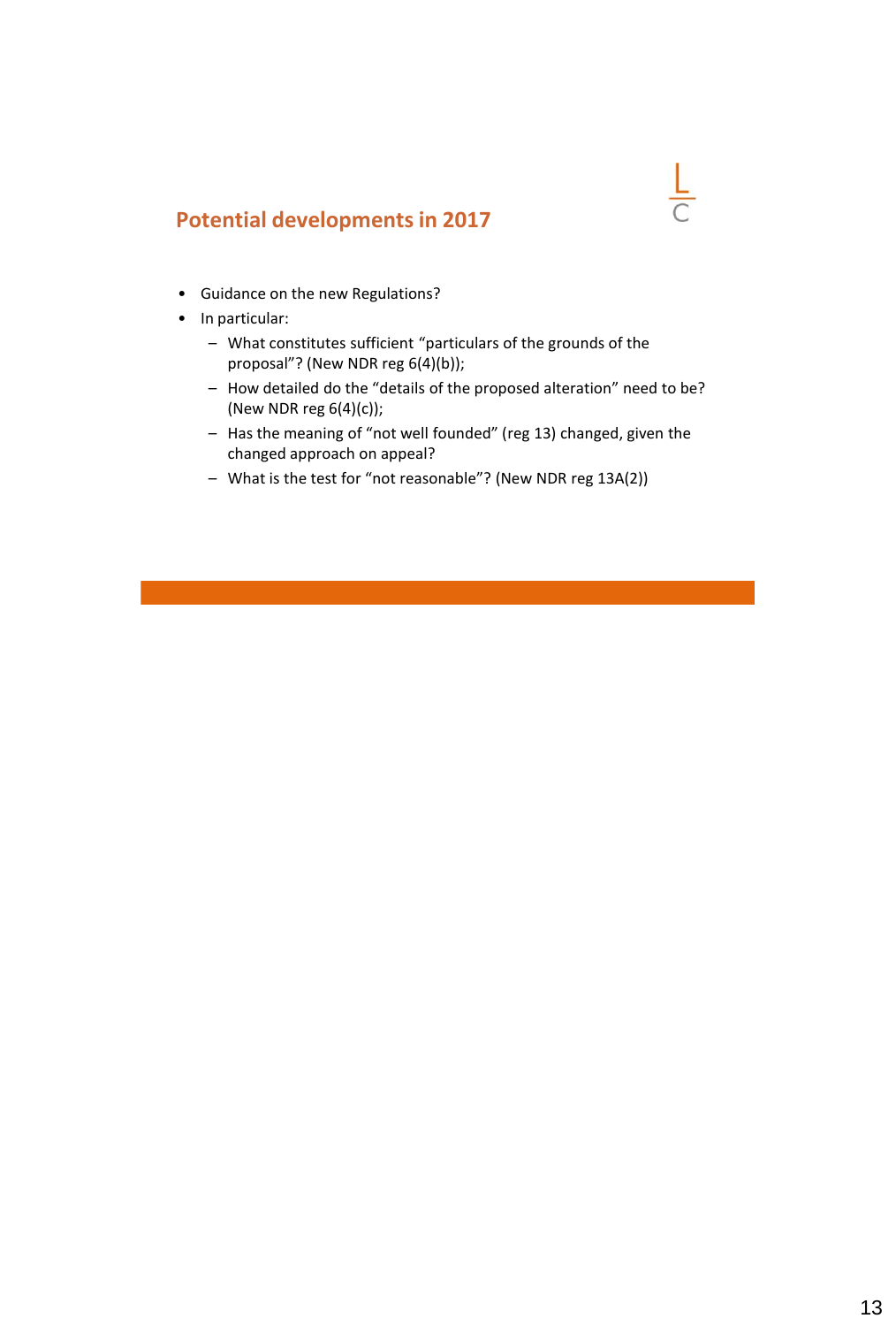## Potential developments in 2017

- Guidance on the new Regulations?
- In particular:
  - What constitutes sufficient "particulars of the grounds of the proposal"? (New NDR reg 6(4)(b));
  - How detailed do the "details of the proposed alteration" need to be? (New NDR reg 6(4)(c));
  - Has the meaning of "not well founded" (reg 13) changed, given the changed approach on appeal?
  - What is the test for "not reasonable"? (New NDR reg 13A(2))